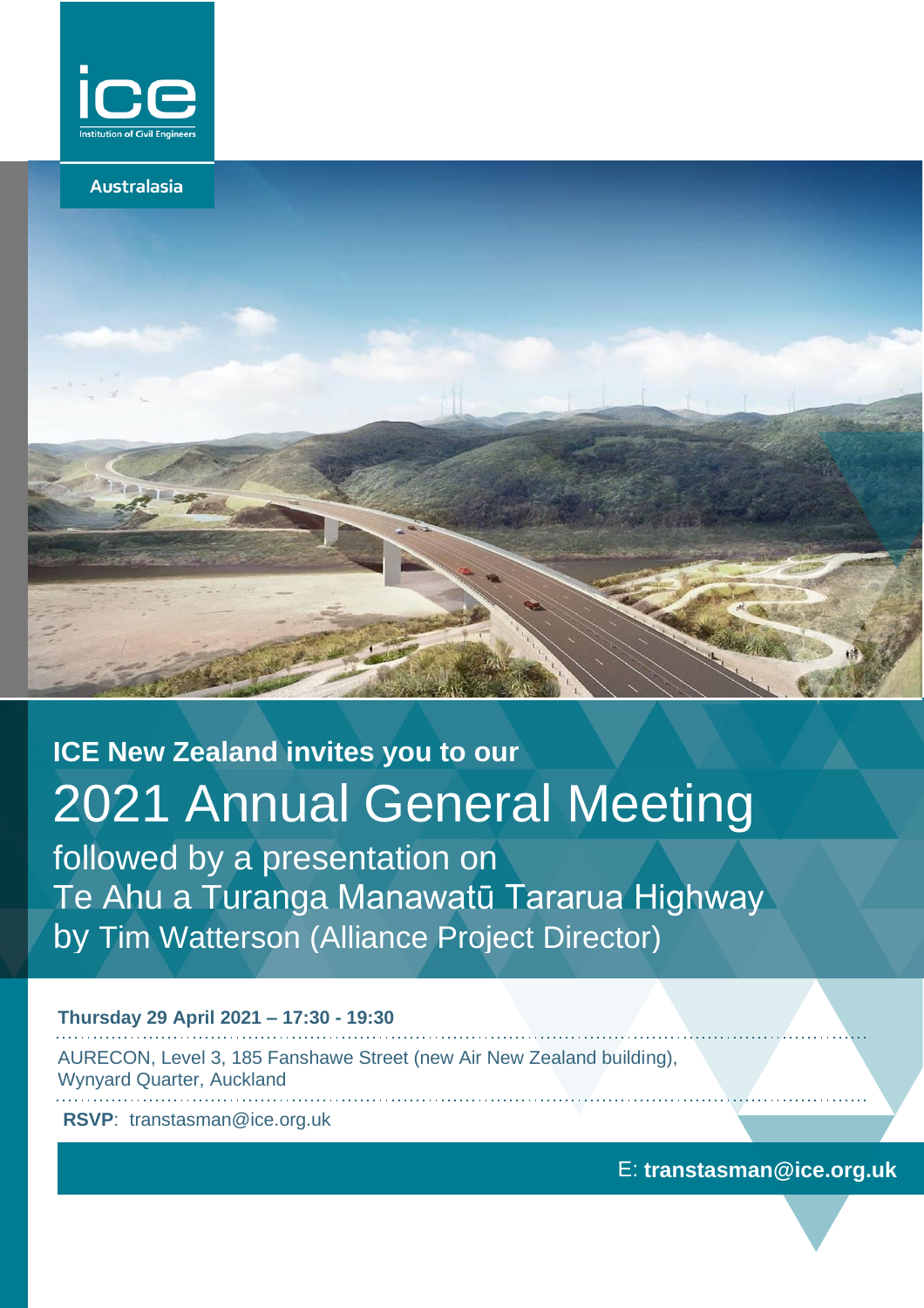ice

Institution of Civil Engineers

Australasia

**ICE New Zealand invites you to our**

# 2021 Annual General Meeting

followed by a presentation on
Te Ahu a Turanga Manawatū Tararua Highway
by Tim Watterson (Alliance Project Director)

**Thursday 29 April 2021 – 17:30 - 19:30**

AURECON, Level 3, 185 Fanshawe Street (new Air New Zealand building), Wynyard Quarter, Auckland

**RSVP**: transtasman@ice.org.uk

E: **transtasman@ice.org.uk**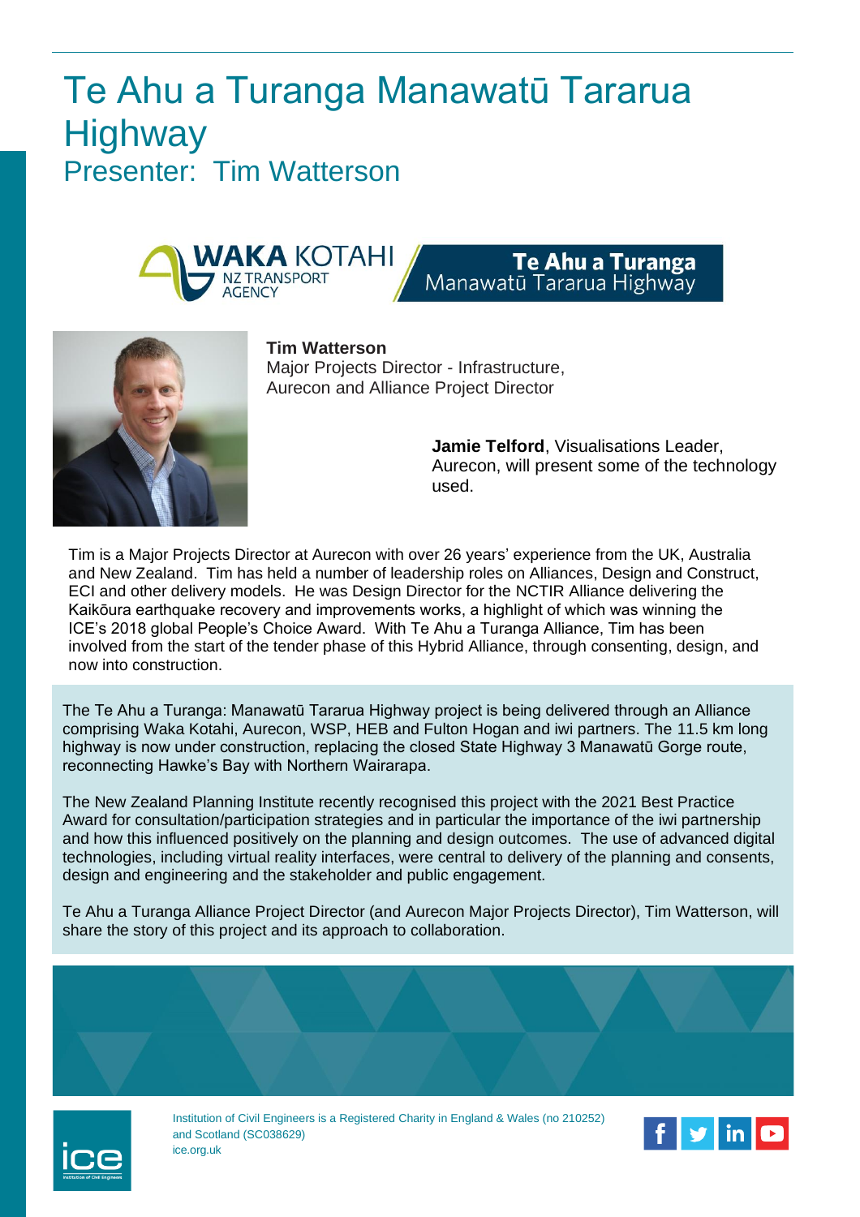# Te Ahu a Turanga Manawatū Tararua Highway

## Presenter: Tim Watterson

WAKA KOTAHI NZ TRANSPORT AGENCY

Te Ahu a Turanga Manawatū Tararua Highway

**Tim Watterson**
Major Projects Director - Infrastructure, Aurecon and Alliance Project Director

**Jamie Telford**, Visualisations Leader, Aurecon, will present some of the technology used.

Tim is a Major Projects Director at Aurecon with over 26 years' experience from the UK, Australia and New Zealand. Tim has held a number of leadership roles on Alliances, Design and Construct, ECI and other delivery models. He was Design Director for the NCTIR Alliance delivering the Kaikōura earthquake recovery and improvements works, a highlight of which was winning the ICE's 2018 global People's Choice Award. With Te Ahu a Turanga Alliance, Tim has been involved from the start of the tender phase of this Hybrid Alliance, through consenting, design, and now into construction.

The Te Ahu a Turanga: Manawatū Tararua Highway project is being delivered through an Alliance comprising Waka Kotahi, Aurecon, WSP, HEB and Fulton Hogan and iwi partners. The 11.5 km long highway is now under construction, replacing the closed State Highway 3 Manawatū Gorge route, reconnecting Hawke's Bay with Northern Wairarapa.

The New Zealand Planning Institute recently recognised this project with the 2021 Best Practice Award for consultation/participation strategies and in particular the importance of the iwi partnership and how this influenced positively on the planning and design outcomes. The use of advanced digital technologies, including virtual reality interfaces, were central to delivery of the planning and consents, design and engineering and the stakeholder and public engagement.

Te Ahu a Turanga Alliance Project Director (and Aurecon Major Projects Director), Tim Watterson, will share the story of this project and its approach to collaboration.

Institution of Civil Engineers is a Registered Charity in England & Wales (no 210252) and Scotland (SC038629)
ice.org.uk